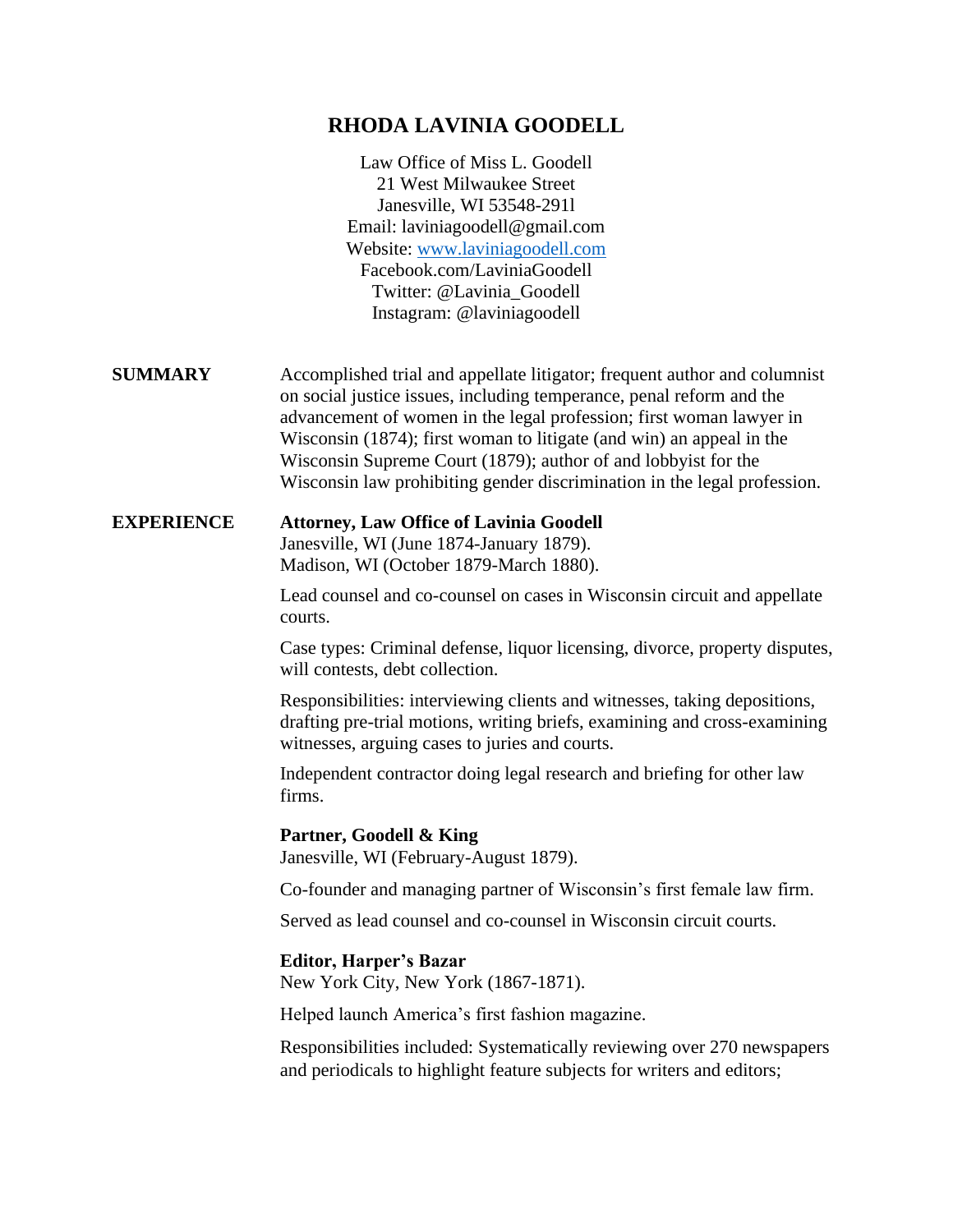# RHODA LAVINIA GOODELL

Law Office of Miss L. Goodell
21 West Milwaukee Street
Janesville, WI 53548-291l
Email: laviniagoodell@gmail.com
Website: www.laviniagoodell.com
Facebook.com/LaviniaGoodell
Twitter: @Lavinia_Goodell
Instagram: @laviniagoodell

## SUMMARY

Accomplished trial and appellate litigator; frequent author and columnist on social justice issues, including temperance, penal reform and the advancement of women in the legal profession; first woman lawyer in Wisconsin (1874); first woman to litigate (and win) an appeal in the Wisconsin Supreme Court (1879); author of and lobbyist for the Wisconsin law prohibiting gender discrimination in the legal profession.

## EXPERIENCE

**Attorney, Law Office of Lavinia Goodell**
Janesville, WI (June 1874-January 1879).
Madison, WI (October 1879-March 1880).

Lead counsel and co-counsel on cases in Wisconsin circuit and appellate courts.

Case types: Criminal defense, liquor licensing, divorce, property disputes, will contests, debt collection.

Responsibilities: interviewing clients and witnesses, taking depositions, drafting pre-trial motions, writing briefs, examining and cross-examining witnesses, arguing cases to juries and courts.

Independent contractor doing legal research and briefing for other law firms.

**Partner, Goodell & King**
Janesville, WI (February-August 1879).

Co-founder and managing partner of Wisconsin's first female law firm.

Served as lead counsel and co-counsel in Wisconsin circuit courts.

**Editor, Harper's Bazar**
New York City, New York (1867-1871).

Helped launch America's first fashion magazine.

Responsibilities included: Systematically reviewing over 270 newspapers and periodicals to highlight feature subjects for writers and editors;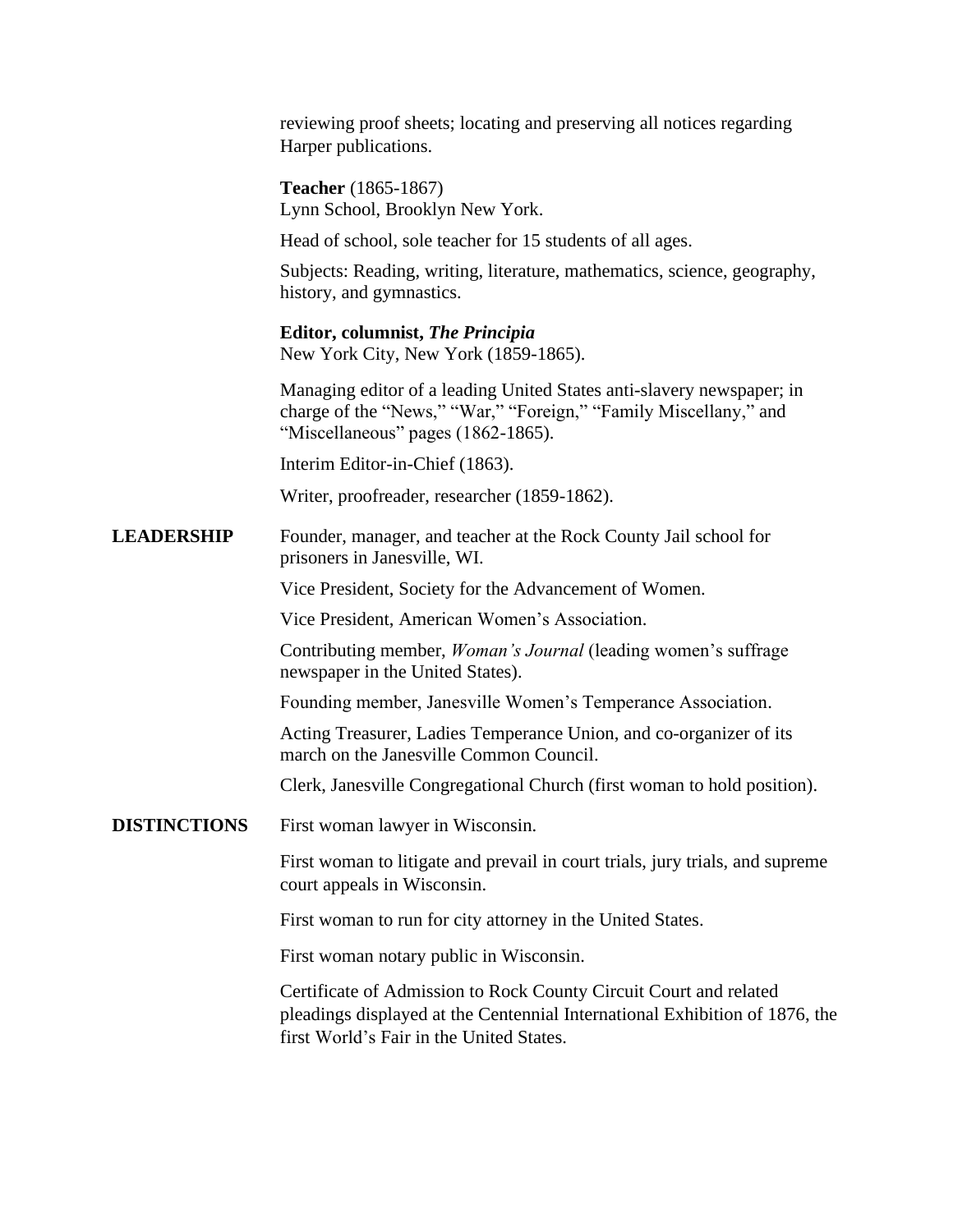reviewing proof sheets; locating and preserving all notices regarding Harper publications.

**Teacher** (1865-1867)
Lynn School, Brooklyn New York.

Head of school, sole teacher for 15 students of all ages.

Subjects: Reading, writing, literature, mathematics, science, geography, history, and gymnastics.

**Editor, columnist, *The Principia***
New York City, New York (1859-1865).

Managing editor of a leading United States anti-slavery newspaper; in charge of the "News," "War," "Foreign," "Family Miscellany," and "Miscellaneous" pages (1862-1865).

Interim Editor-in-Chief (1863).

Writer, proofreader, researcher (1859-1862).

## LEADERSHIP

Founder, manager, and teacher at the Rock County Jail school for prisoners in Janesville, WI.

Vice President, Society for the Advancement of Women.

Vice President, American Women's Association.

Contributing member, *Woman's Journal* (leading women's suffrage newspaper in the United States).

Founding member, Janesville Women's Temperance Association.

Acting Treasurer, Ladies Temperance Union, and co-organizer of its march on the Janesville Common Council.

Clerk, Janesville Congregational Church (first woman to hold position).

## DISTINCTIONS

First woman lawyer in Wisconsin.

First woman to litigate and prevail in court trials, jury trials, and supreme court appeals in Wisconsin.

First woman to run for city attorney in the United States.

First woman notary public in Wisconsin.

Certificate of Admission to Rock County Circuit Court and related pleadings displayed at the Centennial International Exhibition of 1876, the first World's Fair in the United States.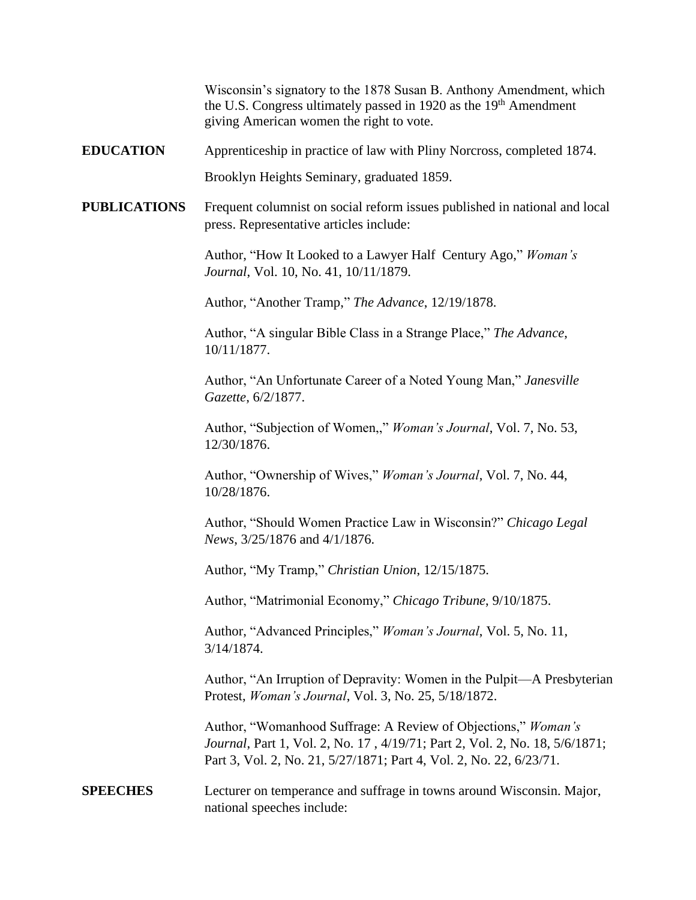Wisconsin's signatory to the 1878 Susan B. Anthony Amendment, which the U.S. Congress ultimately passed in 1920 as the 19th Amendment giving American women the right to vote.

**EDUCATION**

Apprenticeship in practice of law with Pliny Norcross, completed 1874.

Brooklyn Heights Seminary, graduated 1859.

**PUBLICATIONS**

Frequent columnist on social reform issues published in national and local press. Representative articles include:

Author, "How It Looked to a Lawyer Half Century Ago," *Woman's Journal*, Vol. 10, No. 41, 10/11/1879.

Author, "Another Tramp," *The Advance*, 12/19/1878.

Author, "A singular Bible Class in a Strange Place," *The Advance*, 10/11/1877.

Author, "An Unfortunate Career of a Noted Young Man," *Janesville Gazette*, 6/2/1877.

Author, "Subjection of Women,," *Woman's Journal*, Vol. 7, No. 53, 12/30/1876.

Author, "Ownership of Wives," *Woman's Journal*, Vol. 7, No. 44, 10/28/1876.

Author, "Should Women Practice Law in Wisconsin?" *Chicago Legal News*, 3/25/1876 and 4/1/1876.

Author, "My Tramp," *Christian Union*, 12/15/1875.

Author, "Matrimonial Economy," *Chicago Tribune*, 9/10/1875.

Author, "Advanced Principles," *Woman's Journal*, Vol. 5, No. 11, 3/14/1874.

Author, "An Irruption of Depravity: Women in the Pulpit—A Presbyterian Protest, *Woman's Journal*, Vol. 3, No. 25, 5/18/1872.

Author, "Womanhood Suffrage: A Review of Objections," *Woman's Journal*, Part 1, Vol. 2, No. 17 , 4/19/71; Part 2, Vol. 2, No. 18, 5/6/1871; Part 3, Vol. 2, No. 21, 5/27/1871; Part 4, Vol. 2, No. 22, 6/23/71.

**SPEECHES**

Lecturer on temperance and suffrage in towns around Wisconsin. Major, national speeches include: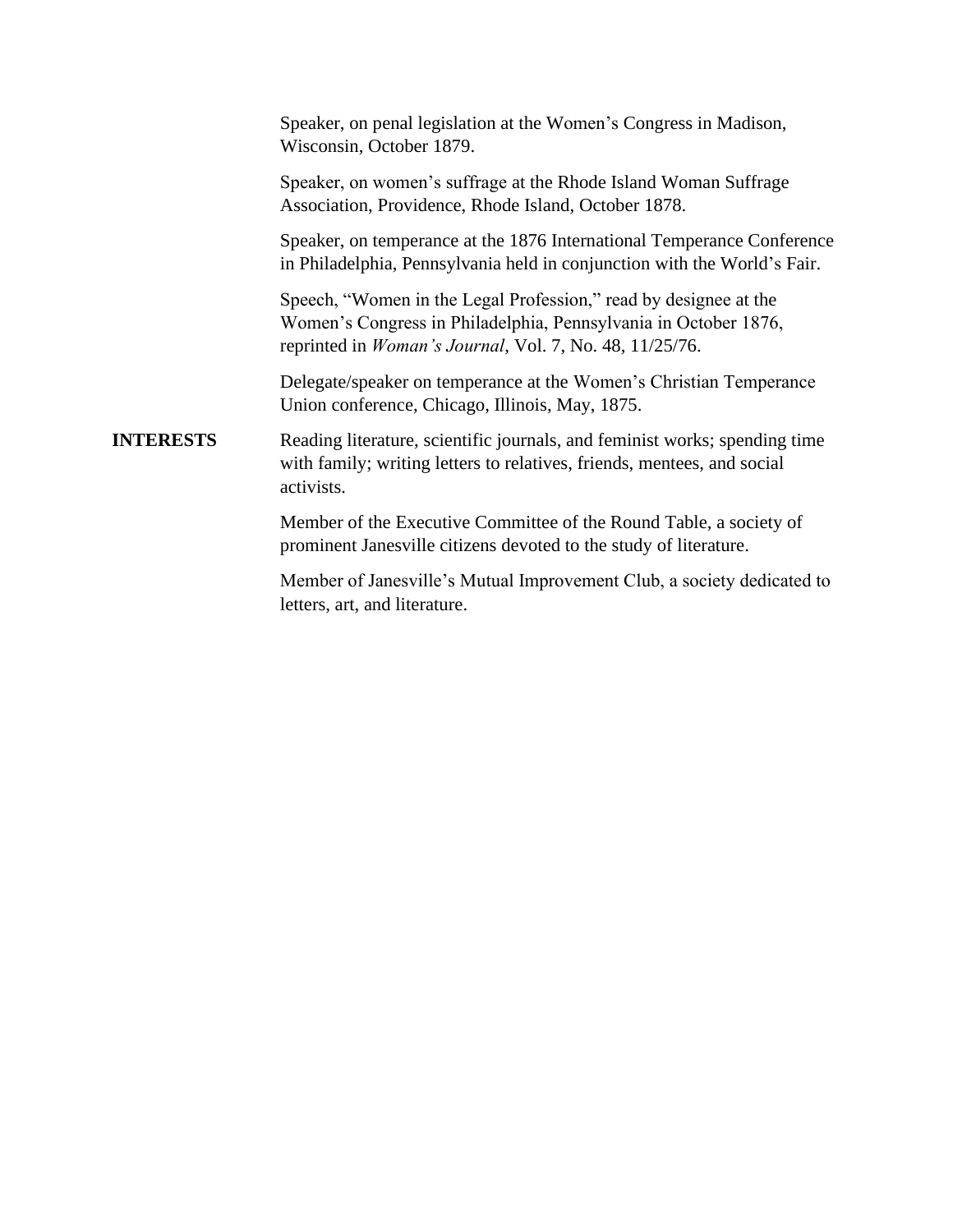Speaker, on penal legislation at the Women's Congress in Madison, Wisconsin, October 1879.

Speaker, on women's suffrage at the Rhode Island Woman Suffrage Association, Providence, Rhode Island, October 1878.

Speaker, on temperance at the 1876 International Temperance Conference in Philadelphia, Pennsylvania held in conjunction with the World's Fair.

Speech, "Women in the Legal Profession," read by designee at the Women's Congress in Philadelphia, Pennsylvania in October 1876, reprinted in *Woman's Journal*, Vol. 7, No. 48, 11/25/76.

Delegate/speaker on temperance at the Women's Christian Temperance Union conference, Chicago, Illinois, May, 1875.

**INTERESTS**

Reading literature, scientific journals, and feminist works; spending time with family; writing letters to relatives, friends, mentees, and social activists.

Member of the Executive Committee of the Round Table, a society of prominent Janesville citizens devoted to the study of literature.

Member of Janesville's Mutual Improvement Club, a society dedicated to letters, art, and literature.